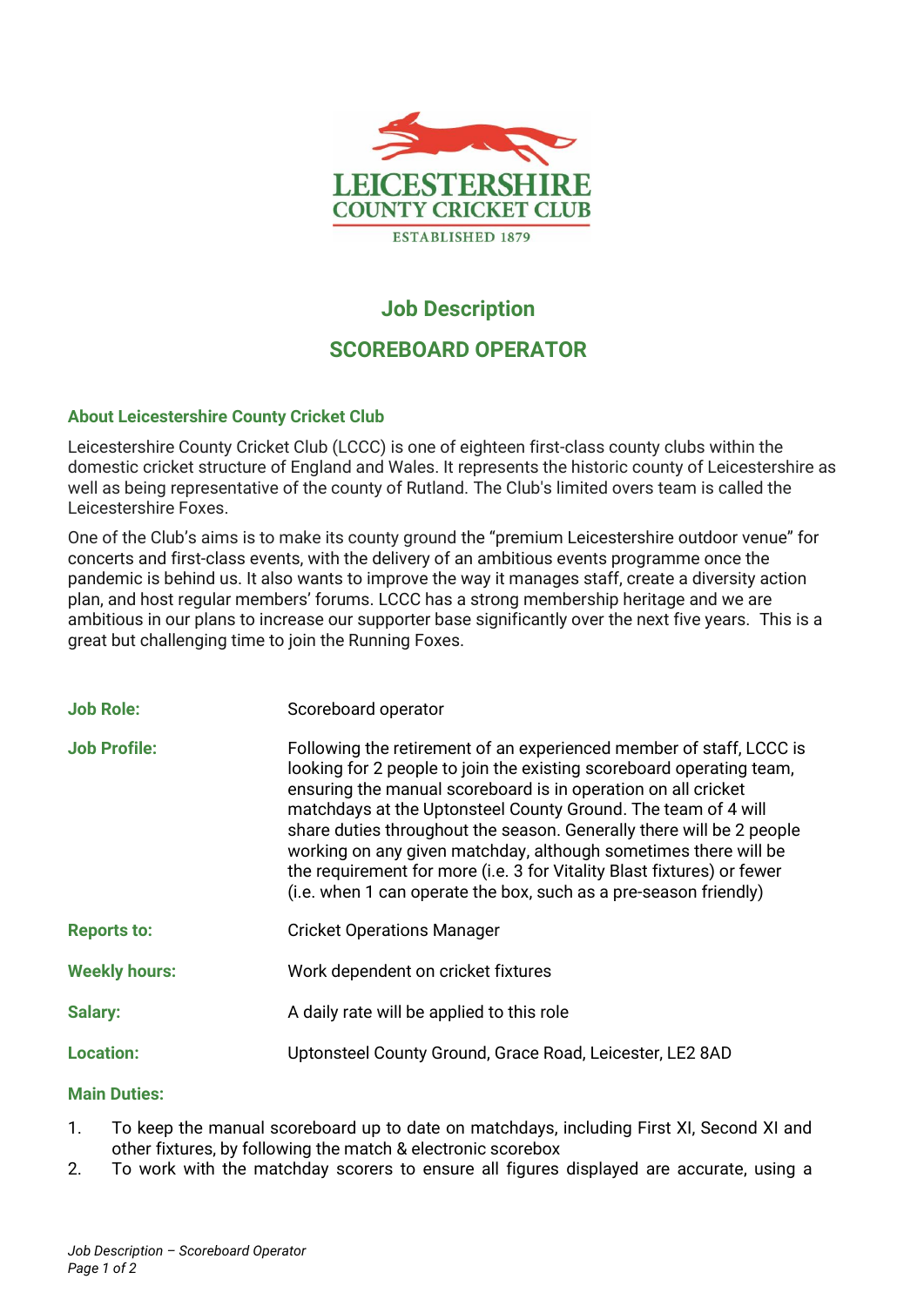LEICESTERSHIRE
COUNTY CRICKET CLUB
ESTABLISHED 1879

# Job Description

## SCOREBOARD OPERATOR

### About Leicestershire County Cricket Club

Leicestershire County Cricket Club (LCCC) is one of eighteen first-class county clubs within the domestic cricket structure of England and Wales. It represents the historic county of Leicestershire as well as being representative of the county of Rutland. The Club's limited overs team is called the Leicestershire Foxes.

One of the Club's aims is to make its county ground the "premium Leicestershire outdoor venue" for concerts and first-class events, with the delivery of an ambitious events programme once the pandemic is behind us. It also wants to improve the way it manages staff, create a diversity action plan, and host regular members' forums. LCCC has a strong membership heritage and we are ambitious in our plans to increase our supporter base significantly over the next five years. This is a great but challenging time to join the Running Foxes.

| | |
|---|---|
| **Job Role:** | Scoreboard operator |
| **Job Profile:** | Following the retirement of an experienced member of staff, LCCC is looking for 2 people to join the existing scoreboard operating team, ensuring the manual scoreboard is in operation on all cricket matchdays at the Uptonsteel County Ground. The team of 4 will share duties throughout the season. Generally there will be 2 people working on any given matchday, although sometimes there will be the requirement for more (i.e. 3 for Vitality Blast fixtures) or fewer (i.e. when 1 can operate the box, such as a pre-season friendly) |
| **Reports to:** | Cricket Operations Manager |
| **Weekly hours:** | Work dependent on cricket fixtures |
| **Salary:** | A daily rate will be applied to this role |
| **Location:** | Uptonsteel County Ground, Grace Road, Leicester, LE2 8AD |

**Main Duties:**

1. To keep the manual scoreboard up to date on matchdays, including First XI, Second XI and other fixtures, by following the match & electronic scorebox
2. To work with the matchday scorers to ensure all figures displayed are accurate, using a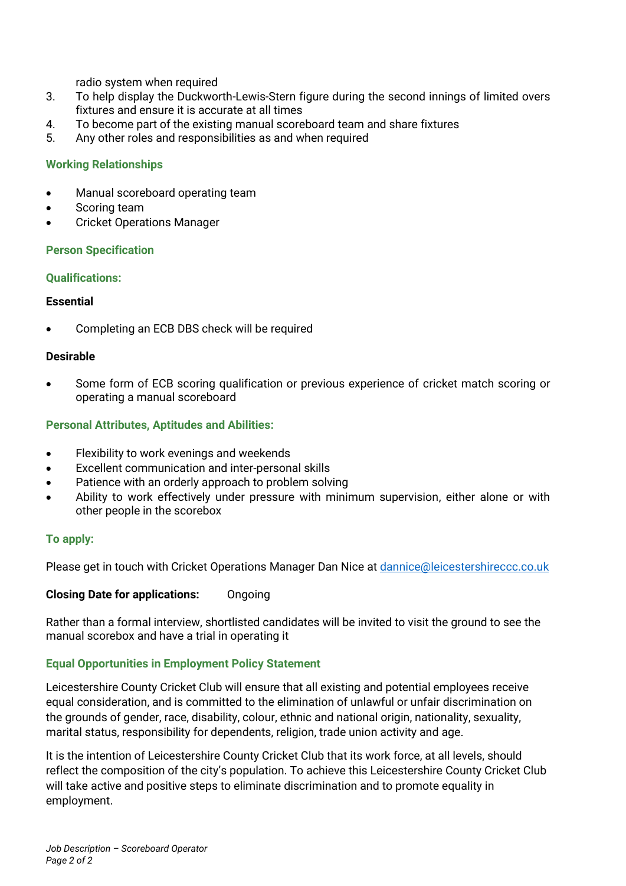radio system when required

3. To help display the Duckworth-Lewis-Stern figure during the second innings of limited overs fixtures and ensure it is accurate at all times
4. To become part of the existing manual scoreboard team and share fixtures
5. Any other roles and responsibilities as and when required

## Working Relationships

- Manual scoreboard operating team
- Scoring team
- Cricket Operations Manager

## Person Specification

### Qualifications:

**Essential**

- Completing an ECB DBS check will be required

**Desirable**

- Some form of ECB scoring qualification or previous experience of cricket match scoring or operating a manual scoreboard

### Personal Attributes, Aptitudes and Abilities:

- Flexibility to work evenings and weekends
- Excellent communication and inter-personal skills
- Patience with an orderly approach to problem solving
- Ability to work effectively under pressure with minimum supervision, either alone or with other people in the scorebox

## To apply:

Please get in touch with Cricket Operations Manager Dan Nice at dannice@leicestershireccc.co.uk

**Closing Date for applications:** Ongoing

Rather than a formal interview, shortlisted candidates will be invited to visit the ground to see the manual scorebox and have a trial in operating it

## Equal Opportunities in Employment Policy Statement

Leicestershire County Cricket Club will ensure that all existing and potential employees receive equal consideration, and is committed to the elimination of unlawful or unfair discrimination on the grounds of gender, race, disability, colour, ethnic and national origin, nationality, sexuality, marital status, responsibility for dependents, religion, trade union activity and age.

It is the intention of Leicestershire County Cricket Club that its work force, at all levels, should reflect the composition of the city's population. To achieve this Leicestershire County Cricket Club will take active and positive steps to eliminate discrimination and to promote equality in employment.